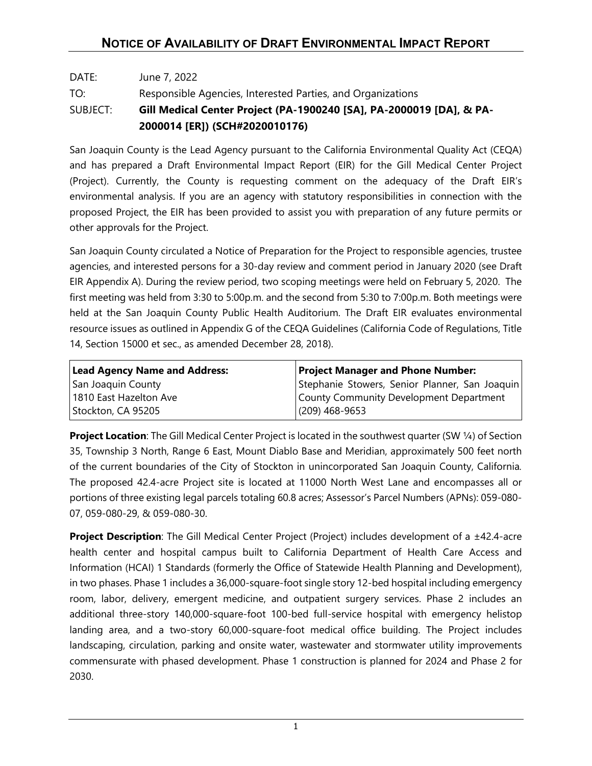# Notice of Availability of Draft Environmental Impact Report

DATE: June 7, 2022

TO: Responsible Agencies, Interested Parties, and Organizations

SUBJECT: **Gill Medical Center Project (PA-1900240 [SA], PA-2000019 [DA], & PA-2000014 [ER]) (SCH#2020010176)**

San Joaquin County is the Lead Agency pursuant to the California Environmental Quality Act (CEQA) and has prepared a Draft Environmental Impact Report (EIR) for the Gill Medical Center Project (Project). Currently, the County is requesting comment on the adequacy of the Draft EIR's environmental analysis. If you are an agency with statutory responsibilities in connection with the proposed Project, the EIR has been provided to assist you with preparation of any future permits or other approvals for the Project.

San Joaquin County circulated a Notice of Preparation for the Project to responsible agencies, trustee agencies, and interested persons for a 30-day review and comment period in January 2020 (see Draft EIR Appendix A). During the review period, two scoping meetings were held on February 5, 2020. The first meeting was held from 3:30 to 5:00p.m. and the second from 5:30 to 7:00p.m. Both meetings were held at the San Joaquin County Public Health Auditorium. The Draft EIR evaluates environmental resource issues as outlined in Appendix G of the CEQA Guidelines (California Code of Regulations, Title 14, Section 15000 et sec., as amended December 28, 2018).

| **Lead Agency Name and Address:** | **Project Manager and Phone Number:** |
|---|---|
| San Joaquin County<br>1810 East Hazelton Ave<br>Stockton, CA 95205 | Stephanie Stowers, Senior Planner, San Joaquin County Community Development Department<br>(209) 468-9653 |

**Project Location**: The Gill Medical Center Project is located in the southwest quarter (SW ¼) of Section 35, Township 3 North, Range 6 East, Mount Diablo Base and Meridian, approximately 500 feet north of the current boundaries of the City of Stockton in unincorporated San Joaquin County, California. The proposed 42.4-acre Project site is located at 11000 North West Lane and encompasses all or portions of three existing legal parcels totaling 60.8 acres; Assessor's Parcel Numbers (APNs): 059-080-07, 059-080-29, & 059-080-30.

**Project Description**: The Gill Medical Center Project (Project) includes development of a ±42.4-acre health center and hospital campus built to California Department of Health Care Access and Information (HCAI) 1 Standards (formerly the Office of Statewide Health Planning and Development), in two phases. Phase 1 includes a 36,000-square-foot single story 12-bed hospital including emergency room, labor, delivery, emergent medicine, and outpatient surgery services. Phase 2 includes an additional three-story 140,000-square-foot 100-bed full-service hospital with emergency helistop landing area, and a two-story 60,000-square-foot medical office building. The Project includes landscaping, circulation, parking and onsite water, wastewater and stormwater utility improvements commensurate with phased development. Phase 1 construction is planned for 2024 and Phase 2 for 2030.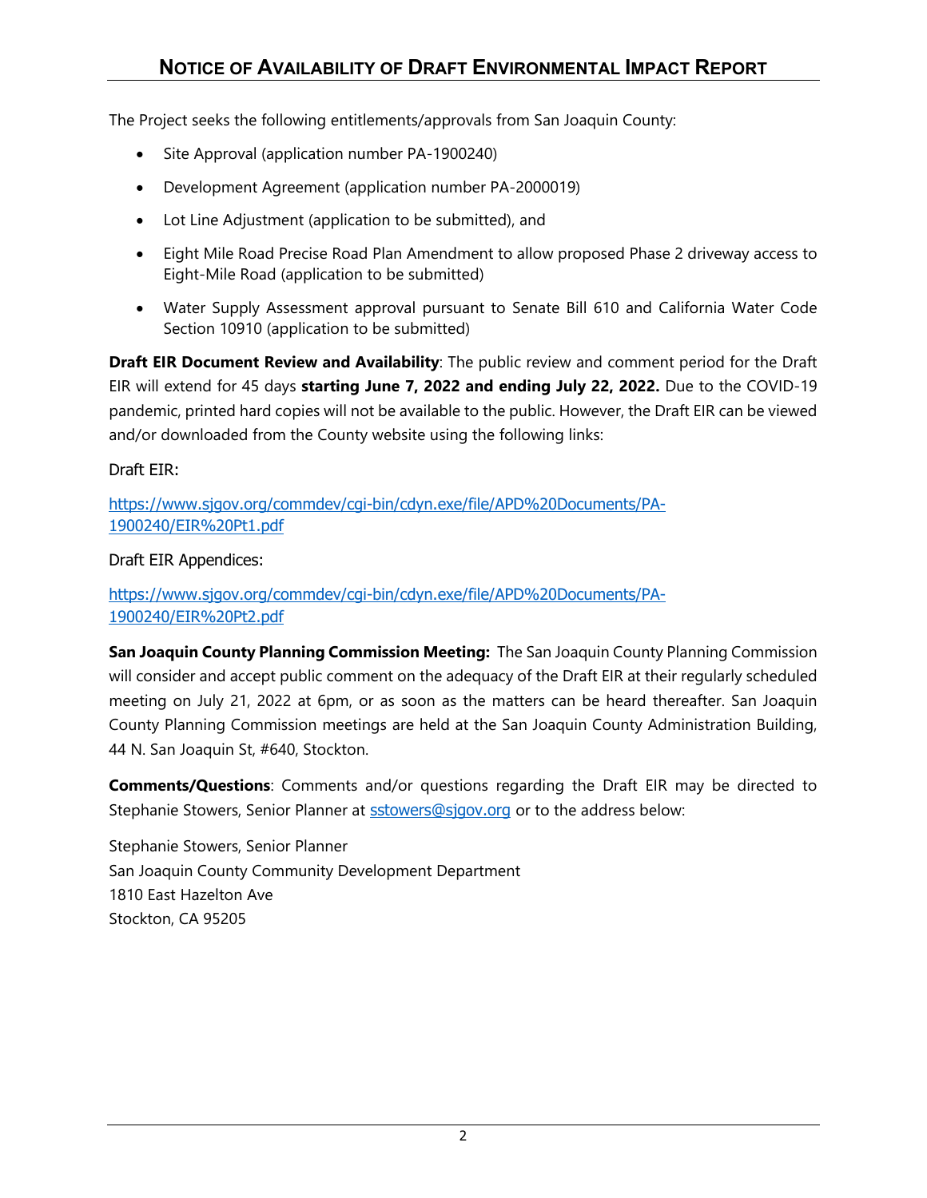The Project seeks the following entitlements/approvals from San Joaquin County:

- Site Approval (application number PA-1900240)
- Development Agreement (application number PA-2000019)
- Lot Line Adjustment (application to be submitted), and
- Eight Mile Road Precise Road Plan Amendment to allow proposed Phase 2 driveway access to Eight-Mile Road (application to be submitted)
- Water Supply Assessment approval pursuant to Senate Bill 610 and California Water Code Section 10910 (application to be submitted)

**Draft EIR Document Review and Availability**: The public review and comment period for the Draft EIR will extend for 45 days **starting June 7, 2022 and ending July 22, 2022.** Due to the COVID-19 pandemic, printed hard copies will not be available to the public. However, the Draft EIR can be viewed and/or downloaded from the County website using the following links:

Draft EIR:

https://www.sjgov.org/commdev/cgi-bin/cdyn.exe/file/APD%20Documents/PA-1900240/EIR%20Pt1.pdf

Draft EIR Appendices:

https://www.sjgov.org/commdev/cgi-bin/cdyn.exe/file/APD%20Documents/PA-1900240/EIR%20Pt2.pdf

**San Joaquin County Planning Commission Meeting:** The San Joaquin County Planning Commission will consider and accept public comment on the adequacy of the Draft EIR at their regularly scheduled meeting on July 21, 2022 at 6pm, or as soon as the matters can be heard thereafter. San Joaquin County Planning Commission meetings are held at the San Joaquin County Administration Building, 44 N. San Joaquin St, #640, Stockton.

**Comments/Questions**: Comments and/or questions regarding the Draft EIR may be directed to Stephanie Stowers, Senior Planner at sstowers@sjgov.org or to the address below:

Stephanie Stowers, Senior Planner
San Joaquin County Community Development Department
1810 East Hazelton Ave
Stockton, CA 95205